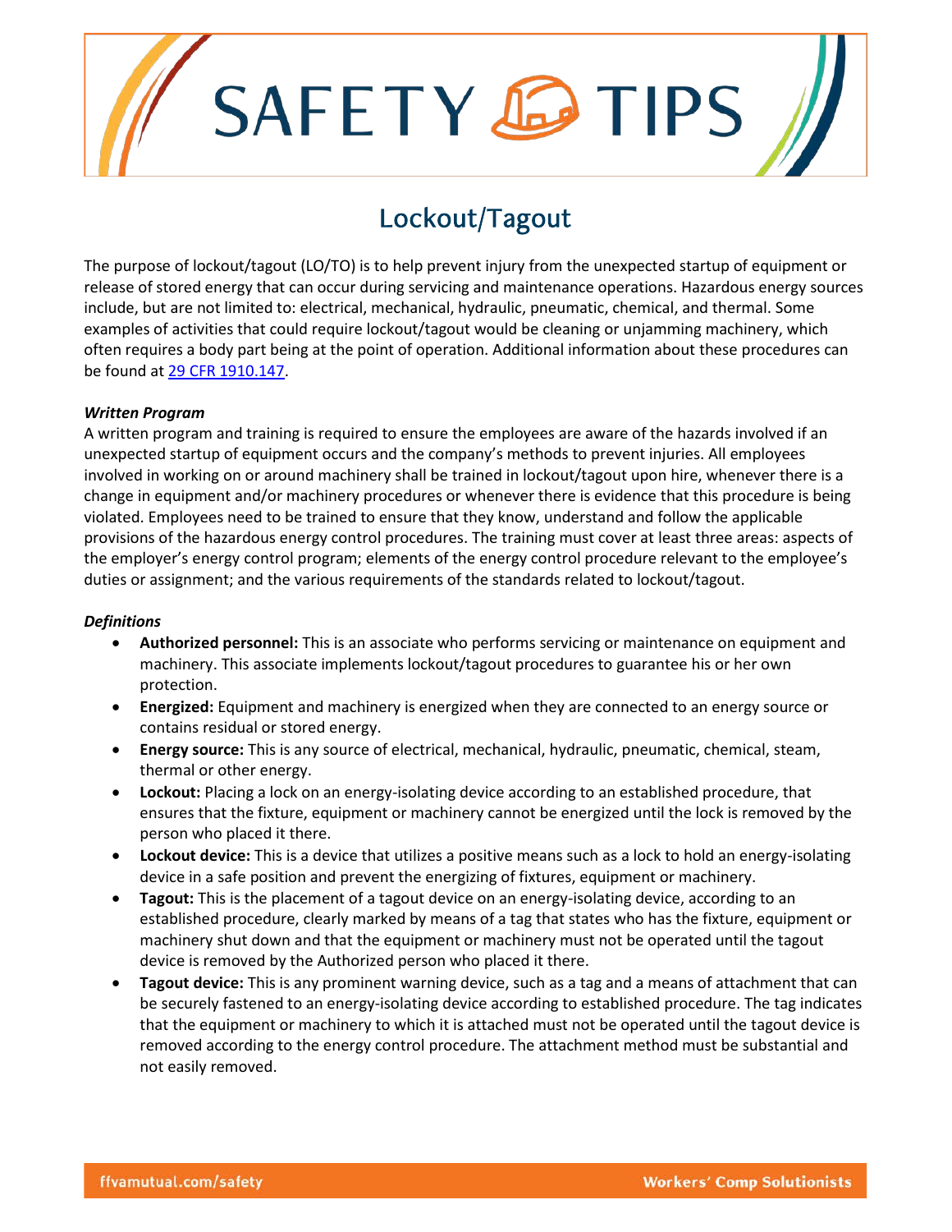# SAFETY TIPS

## Lockout/Tagout

The purpose of lockout/tagout (LO/TO) is to help prevent injury from the unexpected startup of equipment or release of stored energy that can occur during servicing and maintenance operations. Hazardous energy sources include, but are not limited to: electrical, mechanical, hydraulic, pneumatic, chemical, and thermal. Some examples of activities that could require lockout/tagout would be cleaning or unjamming machinery, which often requires a body part being at the point of operation. Additional information about these procedures can be found at 29 CFR 1910.147.

***Written Program***

A written program and training is required to ensure the employees are aware of the hazards involved if an unexpected startup of equipment occurs and the company's methods to prevent injuries. All employees involved in working on or around machinery shall be trained in lockout/tagout upon hire, whenever there is a change in equipment and/or machinery procedures or whenever there is evidence that this procedure is being violated. Employees need to be trained to ensure that they know, understand and follow the applicable provisions of the hazardous energy control procedures. The training must cover at least three areas: aspects of the employer's energy control program; elements of the energy control procedure relevant to the employee's duties or assignment; and the various requirements of the standards related to lockout/tagout.

***Definitions***

- **Authorized personnel:** This is an associate who performs servicing or maintenance on equipment and machinery. This associate implements lockout/tagout procedures to guarantee his or her own protection.
- **Energized:** Equipment and machinery is energized when they are connected to an energy source or contains residual or stored energy.
- **Energy source:** This is any source of electrical, mechanical, hydraulic, pneumatic, chemical, steam, thermal or other energy.
- **Lockout:** Placing a lock on an energy-isolating device according to an established procedure, that ensures that the fixture, equipment or machinery cannot be energized until the lock is removed by the person who placed it there.
- **Lockout device:** This is a device that utilizes a positive means such as a lock to hold an energy-isolating device in a safe position and prevent the energizing of fixtures, equipment or machinery.
- **Tagout:** This is the placement of a tagout device on an energy-isolating device, according to an established procedure, clearly marked by means of a tag that states who has the fixture, equipment or machinery shut down and that the equipment or machinery must not be operated until the tagout device is removed by the Authorized person who placed it there.
- **Tagout device:** This is any prominent warning device, such as a tag and a means of attachment that can be securely fastened to an energy-isolating device according to established procedure. The tag indicates that the equipment or machinery to which it is attached must not be operated until the tagout device is removed according to the energy control procedure. The attachment method must be substantial and not easily removed.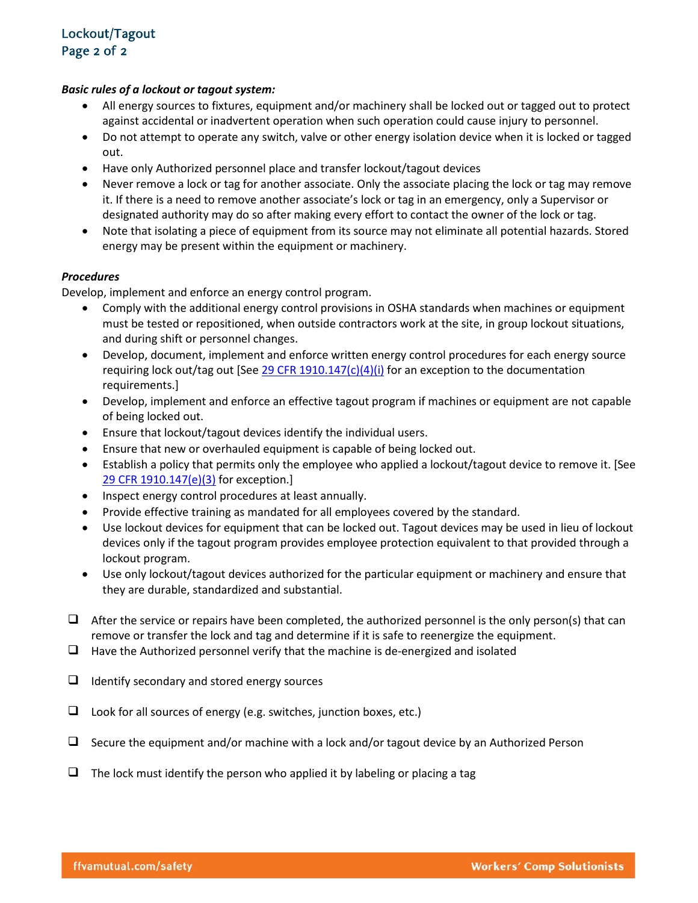***Basic rules of a lockout or tagout system:***

- All energy sources to fixtures, equipment and/or machinery shall be locked out or tagged out to protect against accidental or inadvertent operation when such operation could cause injury to personnel.
- Do not attempt to operate any switch, valve or other energy isolation device when it is locked or tagged out.
- Have only Authorized personnel place and transfer lockout/tagout devices
- Never remove a lock or tag for another associate. Only the associate placing the lock or tag may remove it. If there is a need to remove another associate's lock or tag in an emergency, only a Supervisor or designated authority may do so after making every effort to contact the owner of the lock or tag.
- Note that isolating a piece of equipment from its source may not eliminate all potential hazards. Stored energy may be present within the equipment or machinery.

***Procedures***

Develop, implement and enforce an energy control program.

- Comply with the additional energy control provisions in OSHA standards when machines or equipment must be tested or repositioned, when outside contractors work at the site, in group lockout situations, and during shift or personnel changes.
- Develop, document, implement and enforce written energy control procedures for each energy source requiring lock out/tag out [See 29 CFR 1910.147(c)(4)(i) for an exception to the documentation requirements.]
- Develop, implement and enforce an effective tagout program if machines or equipment are not capable of being locked out.
- Ensure that lockout/tagout devices identify the individual users.
- Ensure that new or overhauled equipment is capable of being locked out.
- Establish a policy that permits only the employee who applied a lockout/tagout device to remove it. [See 29 CFR 1910.147(e)(3) for exception.]
- Inspect energy control procedures at least annually.
- Provide effective training as mandated for all employees covered by the standard.
- Use lockout devices for equipment that can be locked out. Tagout devices may be used in lieu of lockout devices only if the tagout program provides employee protection equivalent to that provided through a lockout program.
- Use only lockout/tagout devices authorized for the particular equipment or machinery and ensure that they are durable, standardized and substantial.

- [ ] After the service or repairs have been completed, the authorized personnel is the only person(s) that can remove or transfer the lock and tag and determine if it is safe to reenergize the equipment.
- [ ] Have the Authorized personnel verify that the machine is de-energized and isolated
- [ ] Identify secondary and stored energy sources
- [ ] Look for all sources of energy (e.g. switches, junction boxes, etc.)
- [ ] Secure the equipment and/or machine with a lock and/or tagout device by an Authorized Person
- [ ] The lock must identify the person who applied it by labeling or placing a tag